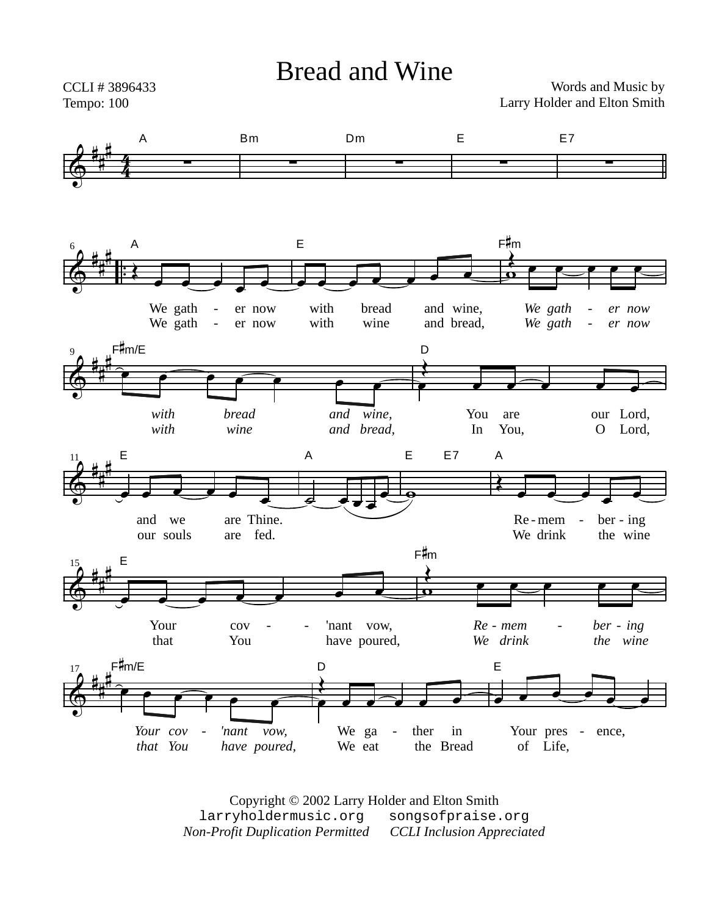# Bread and Wine

CCLI # 3896433
Tempo: 100

Words and Music by
Larry Holder and Elton Smith

A Bm Dm E E7

A E F#m

We gath - er now with bread and wine, *We gath - er now*
We gath - er now with wine and bread, *We gath - er now*

F#m/E D

*with bread and wine,* You are our Lord,
*with wine and bread,* In You, O Lord,

E A E E7 A

and we are Thine. Re - mem - ber - ing
our souls are fed. We drink the wine

E F#m

Your cov - - 'nant vow, *Re - mem - ber - ing*
that You have poured, *We drink the wine*

F#m/E D E

*Your cov - 'nant vow,* We ga - ther in Your pres - ence,
*that You have poured,* We eat the Bread of Life,

Copyright © 2002 Larry Holder and Elton Smith
larryholdermusic.org songsofpraise.org
*Non-Profit Duplication Permitted CCLI Inclusion Appreciated*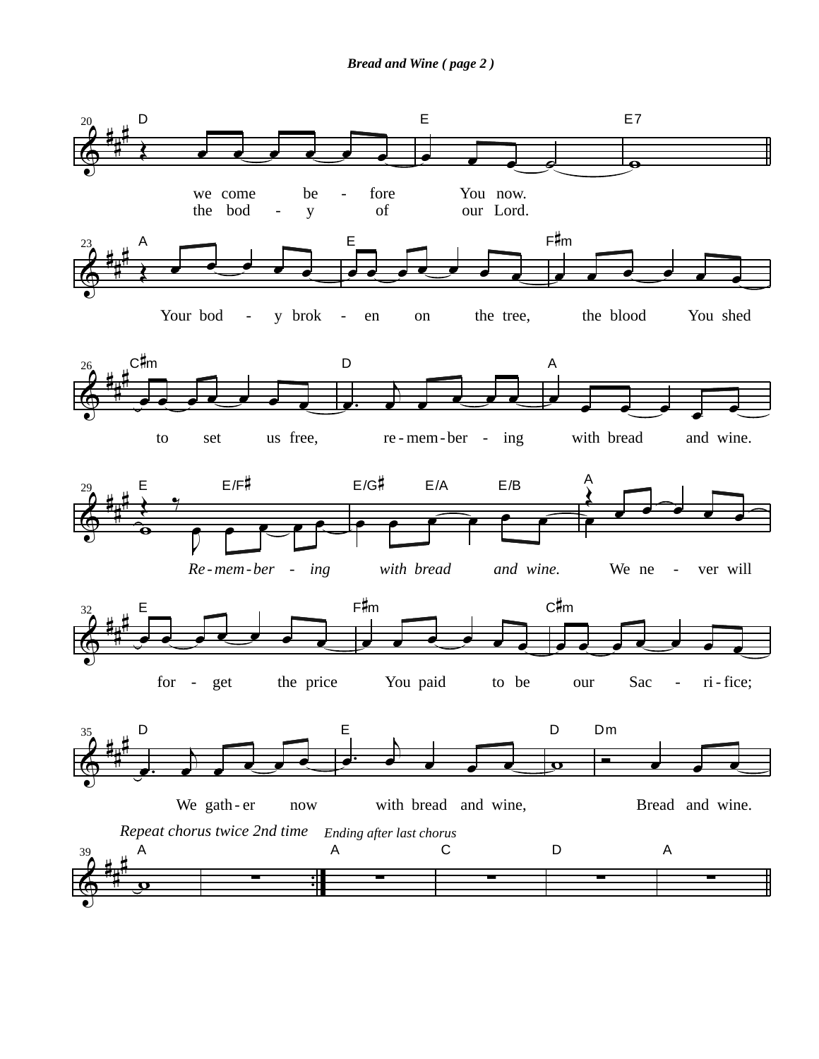***Bread and Wine ( page 2 )***

20 D — E — E7

we come be - fore You now.
the bod - y of our Lord.

23 A — E — F♯m

Your bod - y brok - en on the tree, the blood You shed

26 C♯m — D — A

to set us free, re-mem-ber - ing with bread and wine.

29 E — E/F♯ — E/G♯ — E/A — E/B — A

*Re-mem-ber - ing with bread and wine.* We ne - ver will

32 E — F♯m — C♯m

for - get the price You paid to be our Sac - ri-fice;

35 D — E — D — Dm

We gath-er now with bread and wine, Bread and wine.

*Repeat chorus twice 2nd time* — *Ending after last chorus*

39 A — A — C — D — A